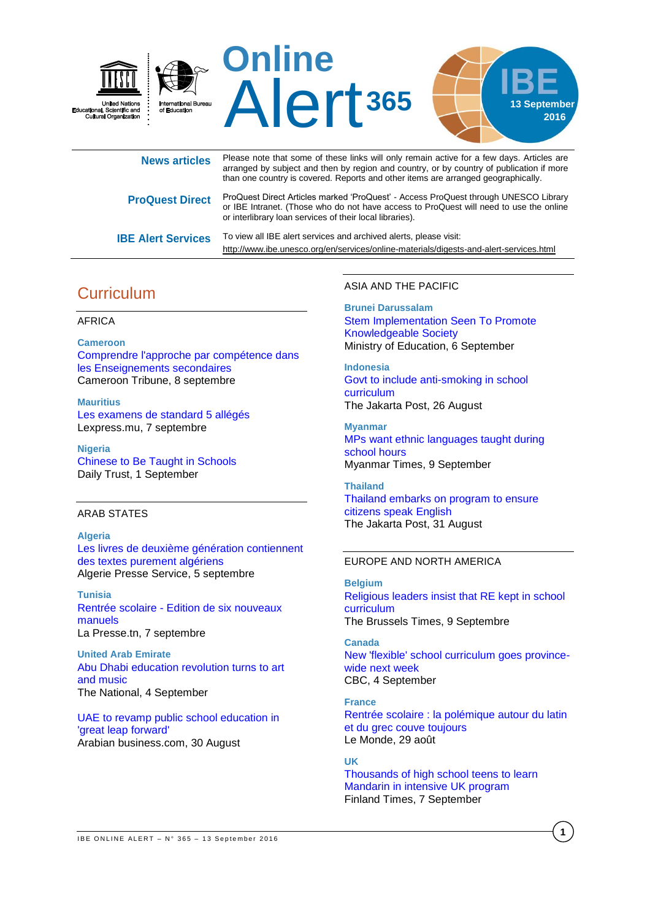United Nations Educational, Scientific and Cultural Organization

International Bureau of Education

# Online Alert 365

IBE 13 September 2016

**News articles** Please note that some of these links will only remain active for a few days. Articles are arranged by subject and then by region and country, or by country of publication if more than one country is covered. Reports and other items are arranged geographically.

**ProQuest Direct** ProQuest Direct Articles marked 'ProQuest' - Access ProQuest through UNESCO Library or IBE Intranet. (Those who do not have access to ProQuest will need to use the online or interlibrary loan services of their local libraries).

**IBE Alert Services** To view all IBE alert services and archived alerts, please visit: http://www.ibe.unesco.org/en/services/online-materials/digests-and-alert-services.html

## Curriculum

### AFRICA

**Cameroon**
Comprendre l'approche par compétence dans les Enseignements secondaires
Cameroon Tribune, 8 septembre

**Mauritius**
Les examens de standard 5 allégés
Lexpress.mu, 7 septembre

**Nigeria**
Chinese to Be Taught in Schools
Daily Trust, 1 September

### ARAB STATES

**Algeria**
Les livres de deuxième génération contiennent des textes purement algériens
Algerie Presse Service, 5 septembre

**Tunisia**
Rentrée scolaire - Edition de six nouveaux manuels
La Presse.tn, 7 septembre

**United Arab Emirate**
Abu Dhabi education revolution turns to art and music
The National, 4 September

UAE to revamp public school education in 'great leap forward'
Arabian business.com, 30 August

### ASIA AND THE PACIFIC

**Brunei Darussalam**
Stem Implementation Seen To Promote Knowledgeable Society
Ministry of Education, 6 September

**Indonesia**
Govt to include anti-smoking in school curriculum
The Jakarta Post, 26 August

**Myanmar**
MPs want ethnic languages taught during school hours
Myanmar Times, 9 September

**Thailand**
Thailand embarks on program to ensure citizens speak English
The Jakarta Post, 31 August

### EUROPE AND NORTH AMERICA

**Belgium**
Religious leaders insist that RE kept in school curriculum
The Brussels Times, 9 Septembre

**Canada**
New 'flexible' school curriculum goes province-wide next week
CBC, 4 September

**France**
Rentrée scolaire : la polémique autour du latin et du grec couve toujours
Le Monde, 29 août

**UK**
Thousands of high school teens to learn Mandarin in intensive UK program
Finland Times, 7 September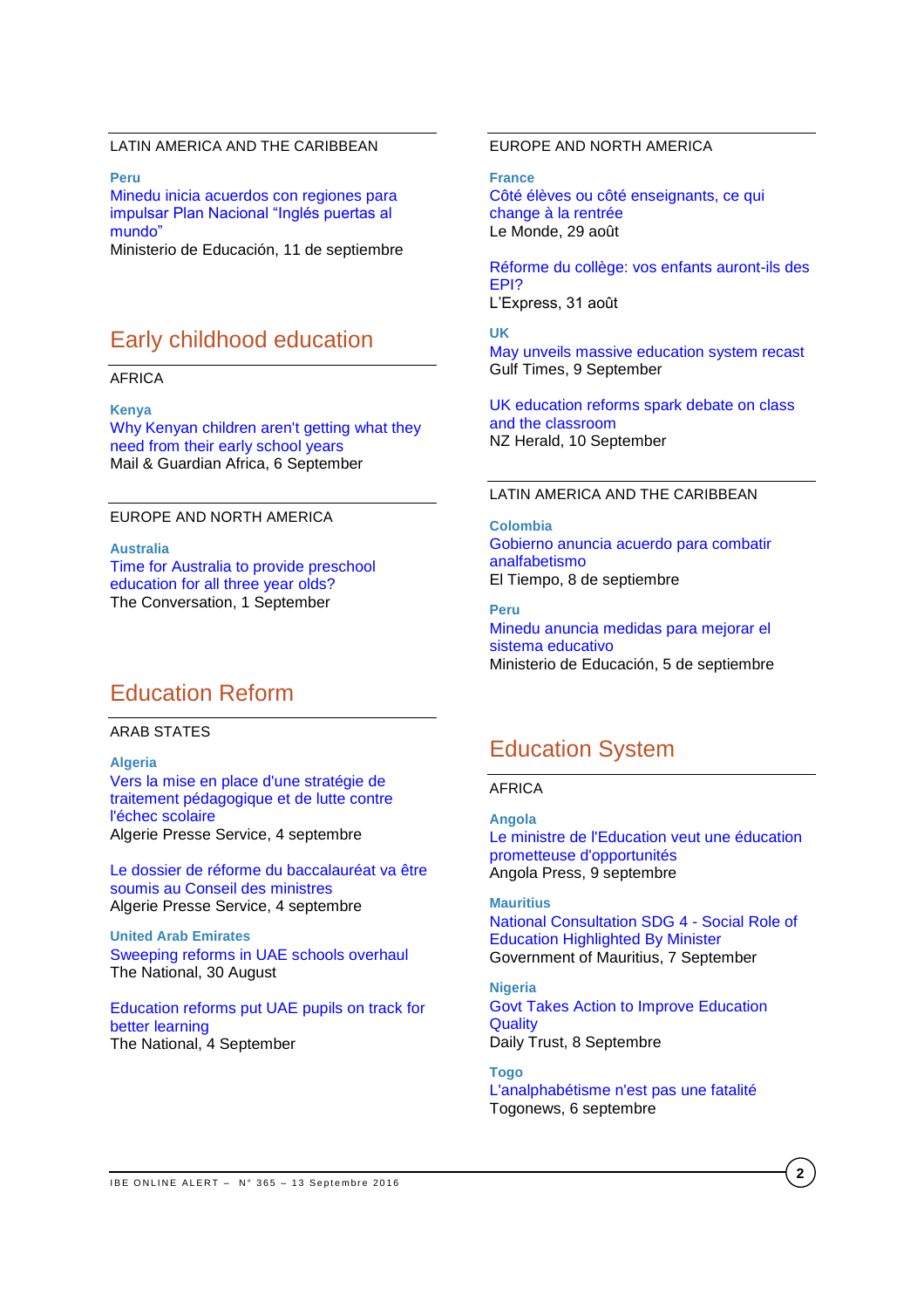LATIN AMERICA AND THE CARIBBEAN

**Peru**
Minedu inicia acuerdos con regiones para impulsar Plan Nacional "Inglés puertas al mundo"
Ministerio de Educación, 11 de septiembre

## Early childhood education

AFRICA

**Kenya**
Why Kenyan children aren't getting what they need from their early school years
Mail & Guardian Africa, 6 September

EUROPE AND NORTH AMERICA

**Australia**
Time for Australia to provide preschool education for all three year olds?
The Conversation, 1 September

## Education Reform

ARAB STATES

**Algeria**
Vers la mise en place d'une stratégie de traitement pédagogique et de lutte contre l'échec scolaire
Algerie Presse Service, 4 septembre

Le dossier de réforme du baccalauréat va être soumis au Conseil des ministres
Algerie Presse Service, 4 septembre

**United Arab Emirates**
Sweeping reforms in UAE schools overhaul
The National, 30 August

Education reforms put UAE pupils on track for better learning
The National, 4 September

EUROPE AND NORTH AMERICA

**France**
Côté élèves ou côté enseignants, ce qui change à la rentrée
Le Monde, 29 août

Réforme du collège: vos enfants auront-ils des EPI?
L'Express, 31 août

**UK**
May unveils massive education system recast
Gulf Times, 9 September

UK education reforms spark debate on class and the classroom
NZ Herald, 10 September

LATIN AMERICA AND THE CARIBBEAN

**Colombia**
Gobierno anuncia acuerdo para combatir analfabetismo
El Tiempo, 8 de septiembre

**Peru**
Minedu anuncia medidas para mejorar el sistema educativo
Ministerio de Educación, 5 de septiembre

## Education System

AFRICA

**Angola**
Le ministre de l'Education veut une éducation prometteuse d'opportunités
Angola Press, 9 septembre

**Mauritius**
National Consultation SDG 4 - Social Role of Education Highlighted By Minister
Government of Mauritius, 7 September

**Nigeria**
Govt Takes Action to Improve Education Quality
Daily Trust, 8 Septembre

**Togo**
L'analphabétisme n'est pas une fatalité
Togonews, 6 septembre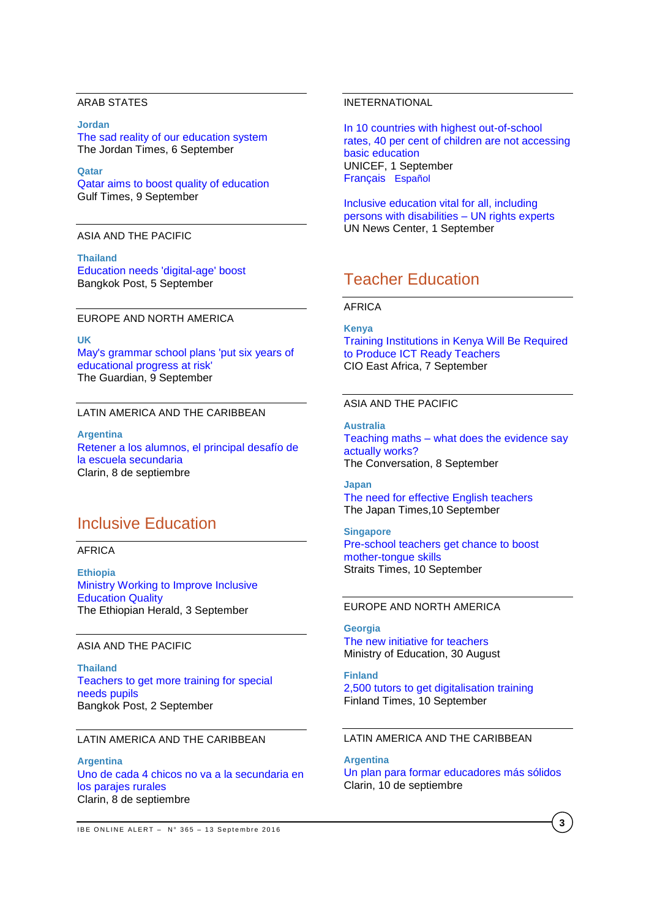ARAB STATES

**Jordan**
The sad reality of our education system
The Jordan Times, 6 September

**Qatar**
Qatar aims to boost quality of education
Gulf Times, 9 September

ASIA AND THE PACIFIC

**Thailand**
Education needs 'digital-age' boost
Bangkok Post, 5 September

EUROPE AND NORTH AMERICA

**UK**
May's grammar school plans 'put six years of educational progress at risk'
The Guardian, 9 September

LATIN AMERICA AND THE CARIBBEAN

**Argentina**
Retener a los alumnos, el principal desafío de la escuela secundaria
Clarin, 8 de septiembre

INETERNATIONAL

In 10 countries with highest out-of-school rates, 40 per cent of children are not accessing basic education
UNICEF, 1 September
Français Español

Inclusive education vital for all, including persons with disabilities – UN rights experts
UN News Center, 1 September

# Inclusive Education

AFRICA

**Ethiopia**
Ministry Working to Improve Inclusive Education Quality
The Ethiopian Herald, 3 September

ASIA AND THE PACIFIC

**Thailand**
Teachers to get more training for special needs pupils
Bangkok Post, 2 September

LATIN AMERICA AND THE CARIBBEAN

**Argentina**
Uno de cada 4 chicos no va a la secundaria en los parajes rurales
Clarin, 8 de septiembre

# Teacher Education

AFRICA

**Kenya**
Training Institutions in Kenya Will Be Required to Produce ICT Ready Teachers
CIO East Africa, 7 September

ASIA AND THE PACIFIC

**Australia**
Teaching maths – what does the evidence say actually works?
The Conversation, 8 September

**Japan**
The need for effective English teachers
The Japan Times,10 September

**Singapore**
Pre-school teachers get chance to boost mother-tongue skills
Straits Times, 10 September

EUROPE AND NORTH AMERICA

**Georgia**
The new initiative for teachers
Ministry of Education, 30 August

**Finland**
2,500 tutors to get digitalisation training
Finland Times, 10 September

LATIN AMERICA AND THE CARIBBEAN

**Argentina**
Un plan para formar educadores más sólidos
Clarin, 10 de septiembre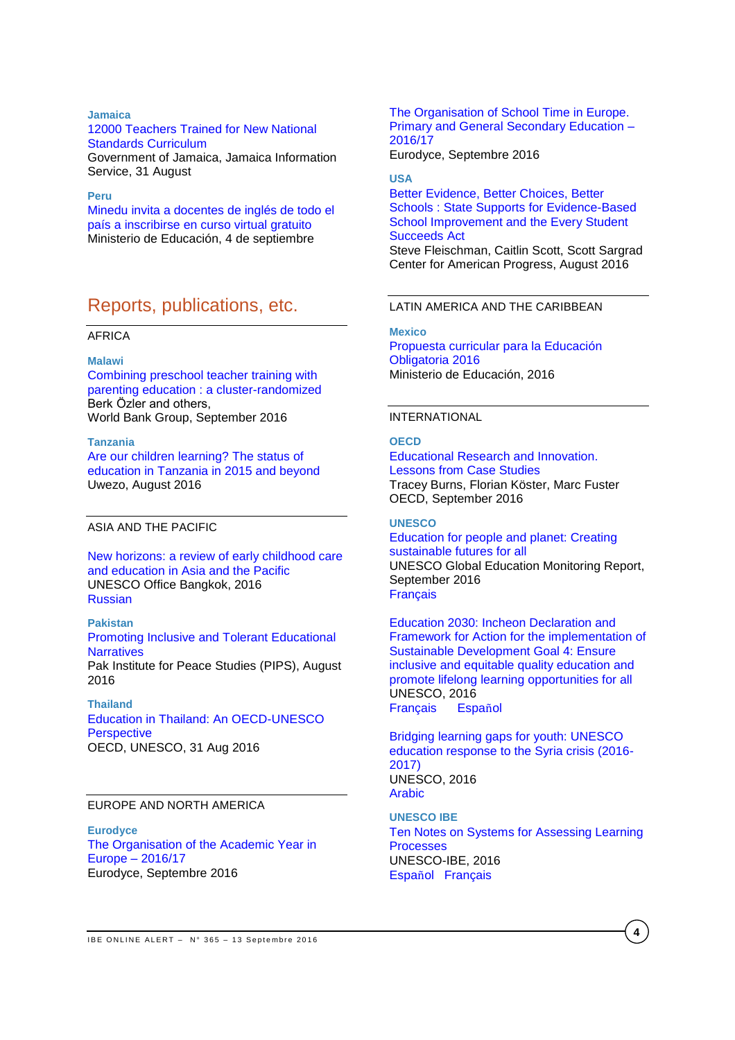**Jamaica**

12000 Teachers Trained for New National Standards Curriculum
Government of Jamaica, Jamaica Information Service, 31 August

**Peru**

Minedu invita a docentes de inglés de todo el país a inscribirse en curso virtual gratuito
Ministerio de Educación, 4 de septiembre

## Reports, publications, etc.

### AFRICA

**Malawi**

Combining preschool teacher training with parenting education : a cluster-randomized
Berk Özler and others,
World Bank Group, September 2016

**Tanzania**

Are our children learning? The status of education in Tanzania in 2015 and beyond
Uwezo, August 2016

### ASIA AND THE PACIFIC

New horizons: a review of early childhood care and education in Asia and the Pacific
UNESCO Office Bangkok, 2016
Russian

**Pakistan**

Promoting Inclusive and Tolerant Educational Narratives
Pak Institute for Peace Studies (PIPS), August 2016

**Thailand**

Education in Thailand: An OECD-UNESCO Perspective
OECD, UNESCO, 31 Aug 2016

### EUROPE AND NORTH AMERICA

**Eurodyce**

The Organisation of the Academic Year in Europe – 2016/17
Eurodyce, Septembre 2016

The Organisation of School Time in Europe. Primary and General Secondary Education – 2016/17
Eurodyce, Septembre 2016

**USA**

Better Evidence, Better Choices, Better Schools : State Supports for Evidence-Based School Improvement and the Every Student Succeeds Act
Steve Fleischman, Caitlin Scott, Scott Sargrad
Center for American Progress, August 2016

### LATIN AMERICA AND THE CARIBBEAN

**Mexico**

Propuesta curricular para la Educación Obligatoria 2016
Ministerio de Educación, 2016

### INTERNATIONAL

**OECD**

Educational Research and Innovation. Lessons from Case Studies
Tracey Burns, Florian Köster, Marc Fuster
OECD, September 2016

**UNESCO**

Education for people and planet: Creating sustainable futures for all
UNESCO Global Education Monitoring Report, September 2016
Français

Education 2030: Incheon Declaration and Framework for Action for the implementation of Sustainable Development Goal 4: Ensure inclusive and equitable quality education and promote lifelong learning opportunities for all
UNESCO, 2016
Français Español

Bridging learning gaps for youth: UNESCO education response to the Syria crisis (2016-2017)
UNESCO, 2016
Arabic

**UNESCO IBE**

Ten Notes on Systems for Assessing Learning Processes
UNESCO-IBE, 2016
Español Français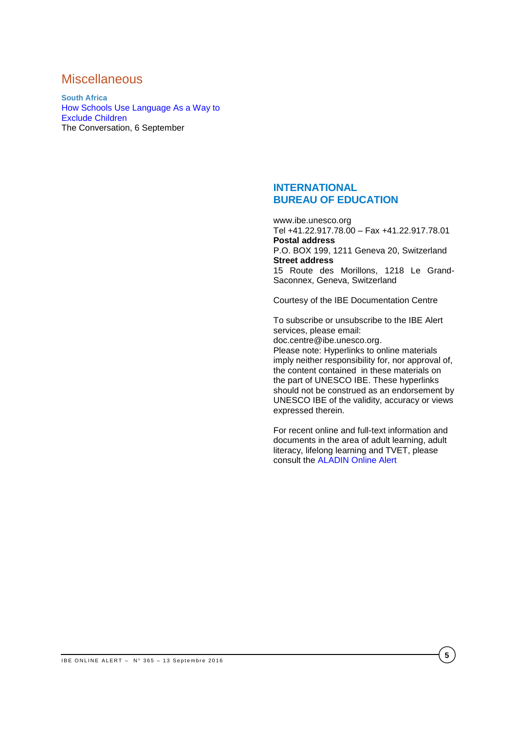## Miscellaneous

**South Africa**
How Schools Use Language As a Way to Exclude Children
The Conversation, 6 September

## INTERNATIONAL BUREAU OF EDUCATION

www.ibe.unesco.org
Tel +41.22.917.78.00 – Fax +41.22.917.78.01
**Postal address**
P.O. BOX 199, 1211 Geneva 20, Switzerland
**Street address**
15 Route des Morillons, 1218 Le Grand-Saconnex, Geneva, Switzerland

Courtesy of the IBE Documentation Centre

To subscribe or unsubscribe to the IBE Alert services, please email: doc.centre@ibe.unesco.org.
Please note: Hyperlinks to online materials imply neither responsibility for, nor approval of, the content contained in these materials on the part of UNESCO IBE. These hyperlinks should not be construed as an endorsement by UNESCO IBE of the validity, accuracy or views expressed therein.

For recent online and full-text information and documents in the area of adult learning, adult literacy, lifelong learning and TVET, please consult the ALADIN Online Alert